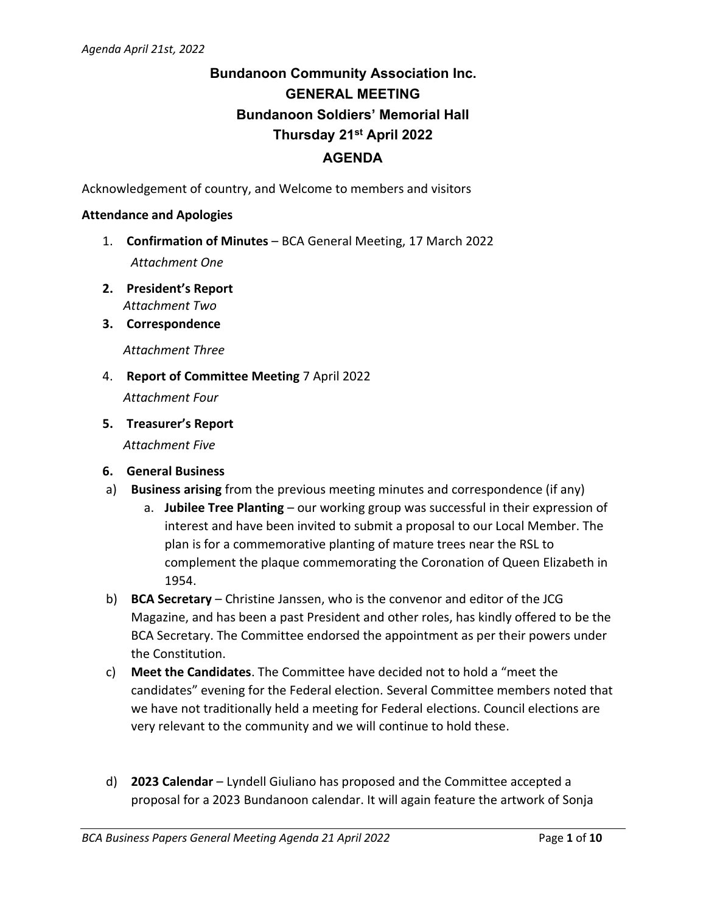# Bundanoon Community Association Inc.
## GENERAL MEETING
## Bundanoon Soldiers' Memorial Hall
## Thursday 21st April 2022
## AGENDA

Acknowledgement of country, and Welcome to members and visitors

**Attendance and Apologies**

1. **Confirmation of Minutes** – BCA General Meeting, 17 March 2022
   *Attachment One*
2. **President's Report**
   *Attachment Two*
3. **Correspondence**
   *Attachment Three*
4. **Report of Committee Meeting** 7 April 2022
   *Attachment Four*
5. **Treasurer's Report**
   *Attachment Five*
6. **General Business**

a) **Business arising** from the previous meeting minutes and correspondence (if any)
   a. **Jubilee Tree Planting** – our working group was successful in their expression of interest and have been invited to submit a proposal to our Local Member. The plan is for a commemorative planting of mature trees near the RSL to complement the plaque commemorating the Coronation of Queen Elizabeth in 1954.

b) **BCA Secretary** – Christine Janssen, who is the convenor and editor of the JCG Magazine, and has been a past President and other roles, has kindly offered to be the BCA Secretary. The Committee endorsed the appointment as per their powers under the Constitution.

c) **Meet the Candidates**. The Committee have decided not to hold a "meet the candidates" evening for the Federal election. Several Committee members noted that we have not traditionally held a meeting for Federal elections. Council elections are very relevant to the community and we will continue to hold these.

d) **2023 Calendar** – Lyndell Giuliano has proposed and the Committee accepted a proposal for a 2023 Bundanoon calendar. It will again feature the artwork of Sonja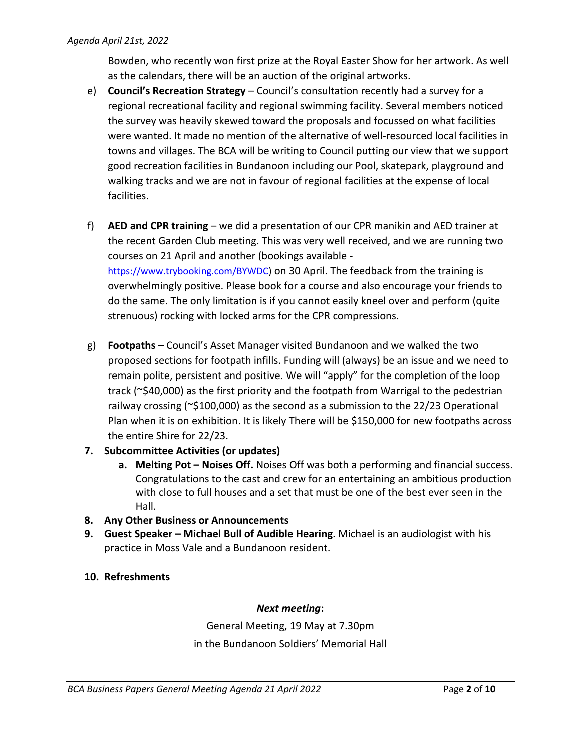Bowden, who recently won first prize at the Royal Easter Show for her artwork. As well as the calendars, there will be an auction of the original artworks.

e) **Council's Recreation Strategy** – Council's consultation recently had a survey for a regional recreational facility and regional swimming facility. Several members noticed the survey was heavily skewed toward the proposals and focussed on what facilities were wanted. It made no mention of the alternative of well-resourced local facilities in towns and villages. The BCA will be writing to Council putting our view that we support good recreation facilities in Bundanoon including our Pool, skatepark, playground and walking tracks and we are not in favour of regional facilities at the expense of local facilities.

f) **AED and CPR training** – we did a presentation of our CPR manikin and AED trainer at the recent Garden Club meeting. This was very well received, and we are running two courses on 21 April and another (bookings available - https://www.trybooking.com/BYWDC) on 30 April. The feedback from the training is overwhelmingly positive. Please book for a course and also encourage your friends to do the same. The only limitation is if you cannot easily kneel over and perform (quite strenuous) rocking with locked arms for the CPR compressions.

g) **Footpaths** – Council's Asset Manager visited Bundanoon and we walked the two proposed sections for footpath infills. Funding will (always) be an issue and we need to remain polite, persistent and positive. We will "apply" for the completion of the loop track (~$40,000) as the first priority and the footpath from Warrigal to the pedestrian railway crossing (~$100,000) as the second as a submission to the 22/23 Operational Plan when it is on exhibition. It is likely There will be $150,000 for new footpaths across the entire Shire for 22/23.

7. **Subcommittee Activities (or updates)**
   a. **Melting Pot – Noises Off.** Noises Off was both a performing and financial success. Congratulations to the cast and crew for an entertaining an ambitious production with close to full houses and a set that must be one of the best ever seen in the Hall.
8. **Any Other Business or Announcements**
9. **Guest Speaker – Michael Bull of Audible Hearing**. Michael is an audiologist with his practice in Moss Vale and a Bundanoon resident.
10. **Refreshments**

***Next meeting*:**

General Meeting, 19 May at 7.30pm
in the Bundanoon Soldiers' Memorial Hall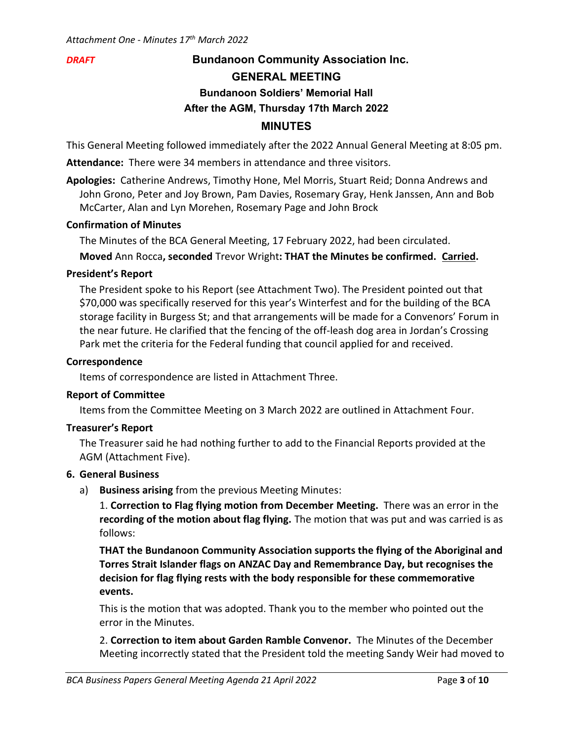*Attachment One - Minutes 17th March 2022*

***DRAFT***

# Bundanoon Community Association Inc.

## GENERAL MEETING

### Bundanoon Soldiers' Memorial Hall

### After the AGM, Thursday 17th March 2022

## MINUTES

This General Meeting followed immediately after the 2022 Annual General Meeting at 8:05 pm.

**Attendance:** There were 34 members in attendance and three visitors.

**Apologies:** Catherine Andrews, Timothy Hone, Mel Morris, Stuart Reid; Donna Andrews and John Grono, Peter and Joy Brown, Pam Davies, Rosemary Gray, Henk Janssen, Ann and Bob McCarter, Alan and Lyn Morehen, Rosemary Page and John Brock

**Confirmation of Minutes**

The Minutes of the BCA General Meeting, 17 February 2022, had been circulated.

**Moved** Ann Rocca**, seconded** Trevor Wright**: THAT the Minutes be confirmed. Carried.**

**President's Report**

The President spoke to his Report (see Attachment Two). The President pointed out that $70,000 was specifically reserved for this year's Winterfest and for the building of the BCA storage facility in Burgess St; and that arrangements will be made for a Convenors' Forum in the near future. He clarified that the fencing of the off-leash dog area in Jordan's Crossing Park met the criteria for the Federal funding that council applied for and received.

**Correspondence**

Items of correspondence are listed in Attachment Three.

**Report of Committee**

Items from the Committee Meeting on 3 March 2022 are outlined in Attachment Four.

**Treasurer's Report**

The Treasurer said he had nothing further to add to the Financial Reports provided at the AGM (Attachment Five).

**6. General Business**

a) **Business arising** from the previous Meeting Minutes:

1. **Correction to Flag flying motion from December Meeting.** There was an error in the **recording of the motion about flag flying.** The motion that was put and was carried is as follows:

**THAT the Bundanoon Community Association supports the flying of the Aboriginal and Torres Strait Islander flags on ANZAC Day and Remembrance Day, but recognises the decision for flag flying rests with the body responsible for these commemorative events.**

This is the motion that was adopted. Thank you to the member who pointed out the error in the Minutes.

2. **Correction to item about Garden Ramble Convenor.** The Minutes of the December Meeting incorrectly stated that the President told the meeting Sandy Weir had moved to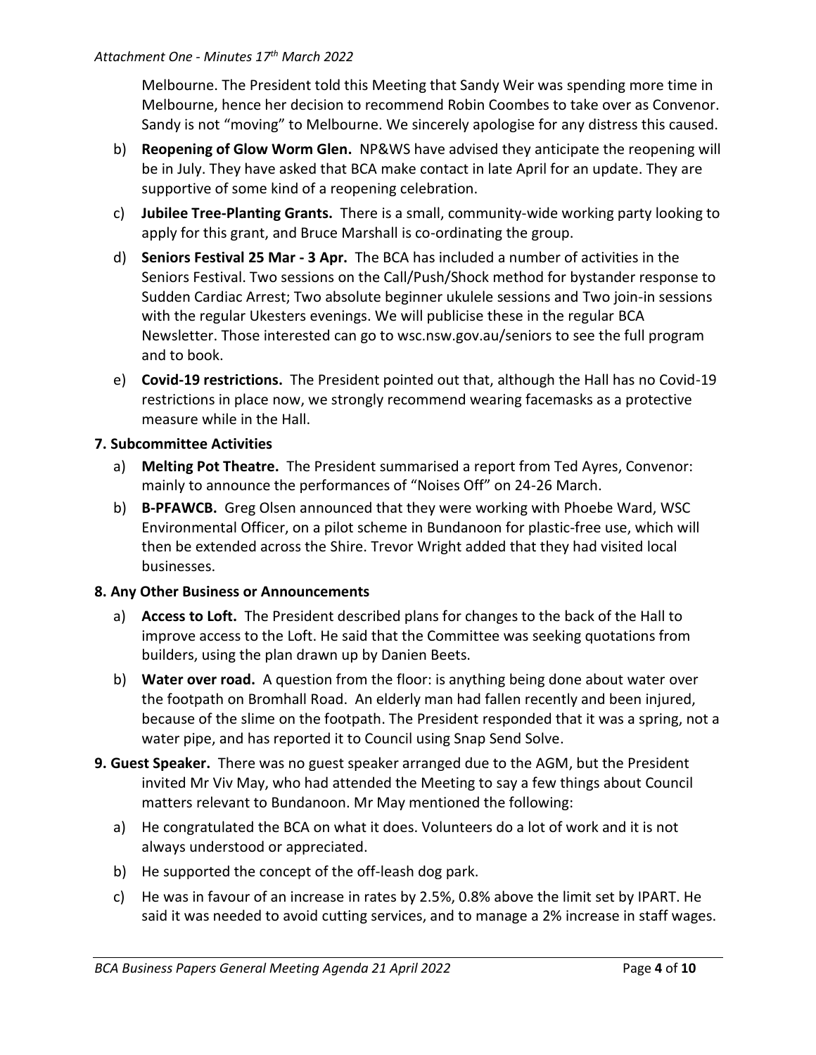Melbourne. The President told this Meeting that Sandy Weir was spending more time in Melbourne, hence her decision to recommend Robin Coombes to take over as Convenor. Sandy is not "moving" to Melbourne. We sincerely apologise for any distress this caused.

b) **Reopening of Glow Worm Glen.** NP&WS have advised they anticipate the reopening will be in July. They have asked that BCA make contact in late April for an update. They are supportive of some kind of a reopening celebration.

c) **Jubilee Tree-Planting Grants.** There is a small, community-wide working party looking to apply for this grant, and Bruce Marshall is co-ordinating the group.

d) **Seniors Festival 25 Mar - 3 Apr.** The BCA has included a number of activities in the Seniors Festival. Two sessions on the Call/Push/Shock method for bystander response to Sudden Cardiac Arrest; Two absolute beginner ukulele sessions and Two join-in sessions with the regular Ukesters evenings. We will publicise these in the regular BCA Newsletter. Those interested can go to wsc.nsw.gov.au/seniors to see the full program and to book.

e) **Covid-19 restrictions.** The President pointed out that, although the Hall has no Covid-19 restrictions in place now, we strongly recommend wearing facemasks as a protective measure while in the Hall.

**7. Subcommittee Activities**

a) **Melting Pot Theatre.** The President summarised a report from Ted Ayres, Convenor: mainly to announce the performances of "Noises Off" on 24-26 March.

b) **B-PFAWCB.** Greg Olsen announced that they were working with Phoebe Ward, WSC Environmental Officer, on a pilot scheme in Bundanoon for plastic-free use, which will then be extended across the Shire. Trevor Wright added that they had visited local businesses.

**8. Any Other Business or Announcements**

a) **Access to Loft.** The President described plans for changes to the back of the Hall to improve access to the Loft. He said that the Committee was seeking quotations from builders, using the plan drawn up by Danien Beets.

b) **Water over road.** A question from the floor: is anything being done about water over the footpath on Bromhall Road. An elderly man had fallen recently and been injured, because of the slime on the footpath. The President responded that it was a spring, not a water pipe, and has reported it to Council using Snap Send Solve.

**9. Guest Speaker.** There was no guest speaker arranged due to the AGM, but the President invited Mr Viv May, who had attended the Meeting to say a few things about Council matters relevant to Bundanoon. Mr May mentioned the following:

a) He congratulated the BCA on what it does. Volunteers do a lot of work and it is not always understood or appreciated.

b) He supported the concept of the off-leash dog park.

c) He was in favour of an increase in rates by 2.5%, 0.8% above the limit set by IPART. He said it was needed to avoid cutting services, and to manage a 2% increase in staff wages.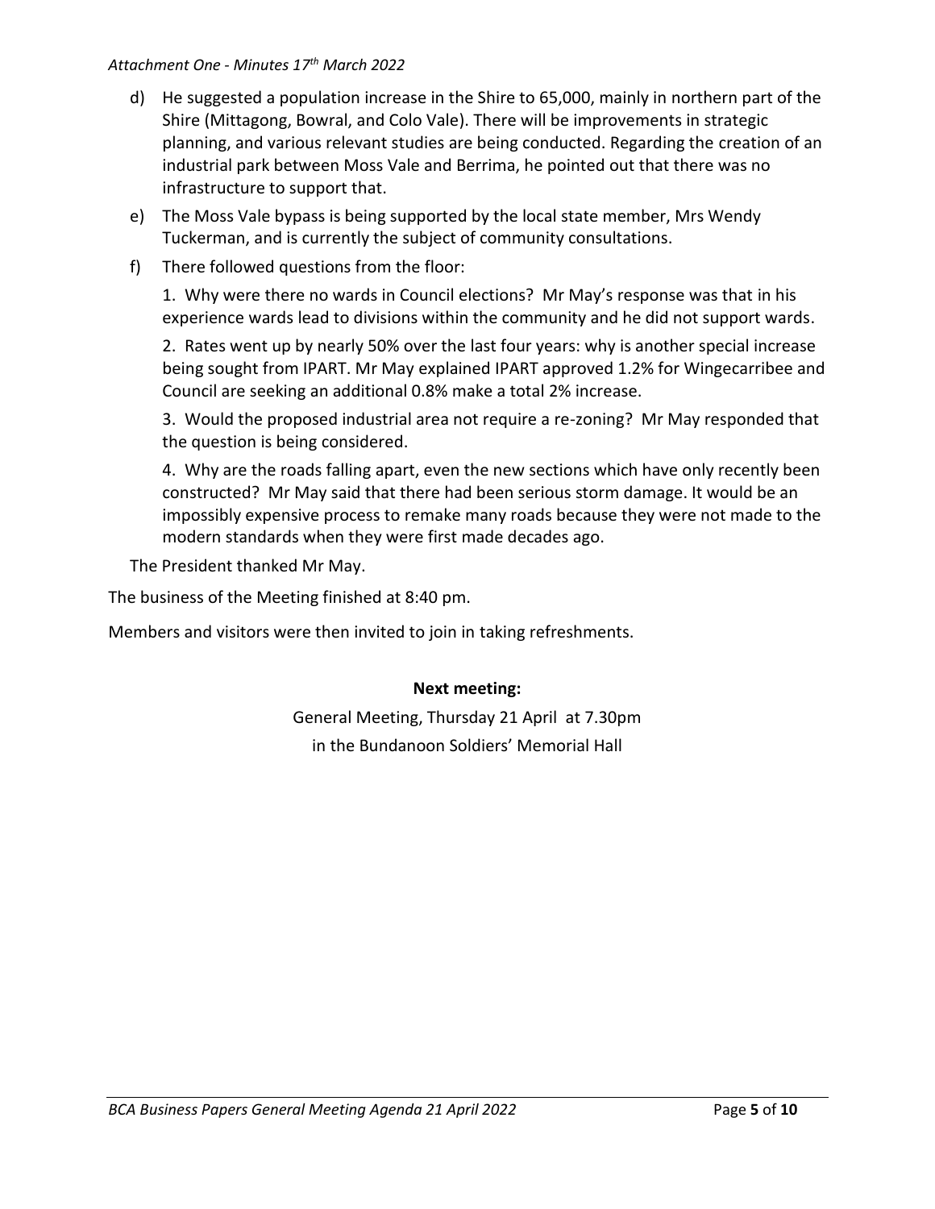d) He suggested a population increase in the Shire to 65,000, mainly in northern part of the Shire (Mittagong, Bowral, and Colo Vale). There will be improvements in strategic planning, and various relevant studies are being conducted. Regarding the creation of an industrial park between Moss Vale and Berrima, he pointed out that there was no infrastructure to support that.

e) The Moss Vale bypass is being supported by the local state member, Mrs Wendy Tuckerman, and is currently the subject of community consultations.

f) There followed questions from the floor:

   1. Why were there no wards in Council elections? Mr May's response was that in his experience wards lead to divisions within the community and he did not support wards.

   2. Rates went up by nearly 50% over the last four years: why is another special increase being sought from IPART. Mr May explained IPART approved 1.2% for Wingecarribee and Council are seeking an additional 0.8% make a total 2% increase.

   3. Would the proposed industrial area not require a re-zoning? Mr May responded that the question is being considered.

   4. Why are the roads falling apart, even the new sections which have only recently been constructed? Mr May said that there had been serious storm damage. It would be an impossibly expensive process to remake many roads because they were not made to the modern standards when they were first made decades ago.

The President thanked Mr May.

The business of the Meeting finished at 8:40 pm.

Members and visitors were then invited to join in taking refreshments.

**Next meeting:**

General Meeting, Thursday 21 April at 7.30pm
in the Bundanoon Soldiers' Memorial Hall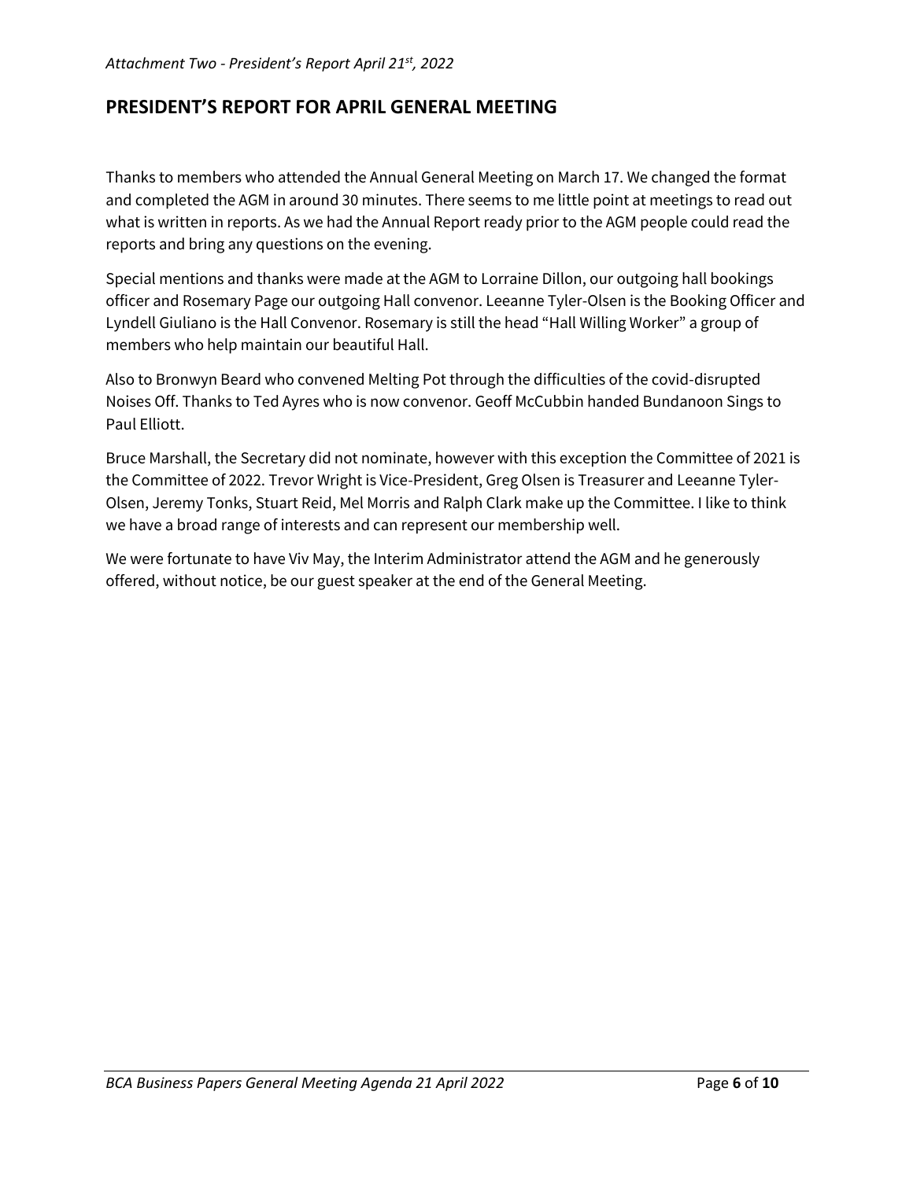*Attachment Two - President's Report April 21st, 2022*

## PRESIDENT'S REPORT FOR APRIL GENERAL MEETING

Thanks to members who attended the Annual General Meeting on March 17. We changed the format and completed the AGM in around 30 minutes. There seems to me little point at meetings to read out what is written in reports. As we had the Annual Report ready prior to the AGM people could read the reports and bring any questions on the evening.

Special mentions and thanks were made at the AGM to Lorraine Dillon, our outgoing hall bookings officer and Rosemary Page our outgoing Hall convenor. Leeanne Tyler-Olsen is the Booking Officer and Lyndell Giuliano is the Hall Convenor. Rosemary is still the head "Hall Willing Worker" a group of members who help maintain our beautiful Hall.

Also to Bronwyn Beard who convened Melting Pot through the difficulties of the covid-disrupted Noises Off. Thanks to Ted Ayres who is now convenor. Geoff McCubbin handed Bundanoon Sings to Paul Elliott.

Bruce Marshall, the Secretary did not nominate, however with this exception the Committee of 2021 is the Committee of 2022. Trevor Wright is Vice-President, Greg Olsen is Treasurer and Leeanne Tyler-Olsen, Jeremy Tonks, Stuart Reid, Mel Morris and Ralph Clark make up the Committee. I like to think we have a broad range of interests and can represent our membership well.

We were fortunate to have Viv May, the Interim Administrator attend the AGM and he generously offered, without notice, be our guest speaker at the end of the General Meeting.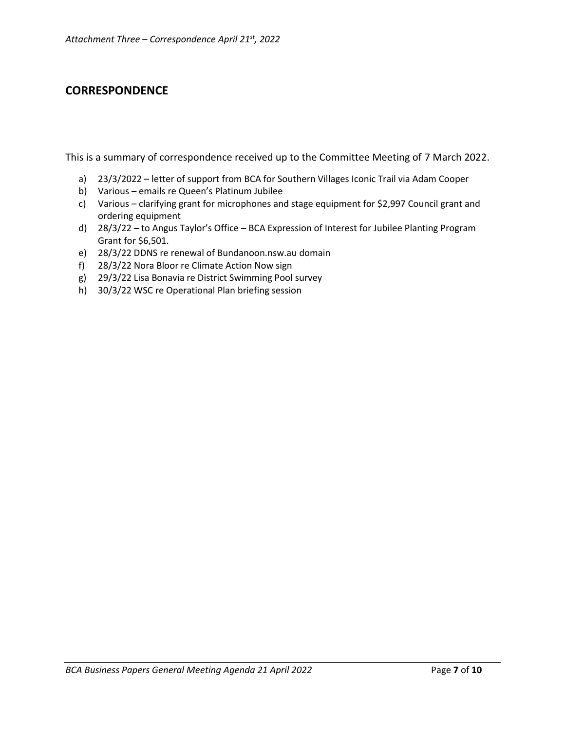*Attachment Three – Correspondence April 21st, 2022*

## CORRESPONDENCE

This is a summary of correspondence received up to the Committee Meeting of 7 March 2022.

a) 23/3/2022 – letter of support from BCA for Southern Villages Iconic Trail via Adam Cooper
b) Various – emails re Queen's Platinum Jubilee
c) Various – clarifying grant for microphones and stage equipment for $2,997 Council grant and ordering equipment
d) 28/3/22 – to Angus Taylor's Office – BCA Expression of Interest for Jubilee Planting Program Grant for $6,501.
e) 28/3/22 DDNS re renewal of Bundanoon.nsw.au domain
f) 28/3/22 Nora Bloor re Climate Action Now sign
g) 29/3/22 Lisa Bonavia re District Swimming Pool survey
h) 30/3/22 WSC re Operational Plan briefing session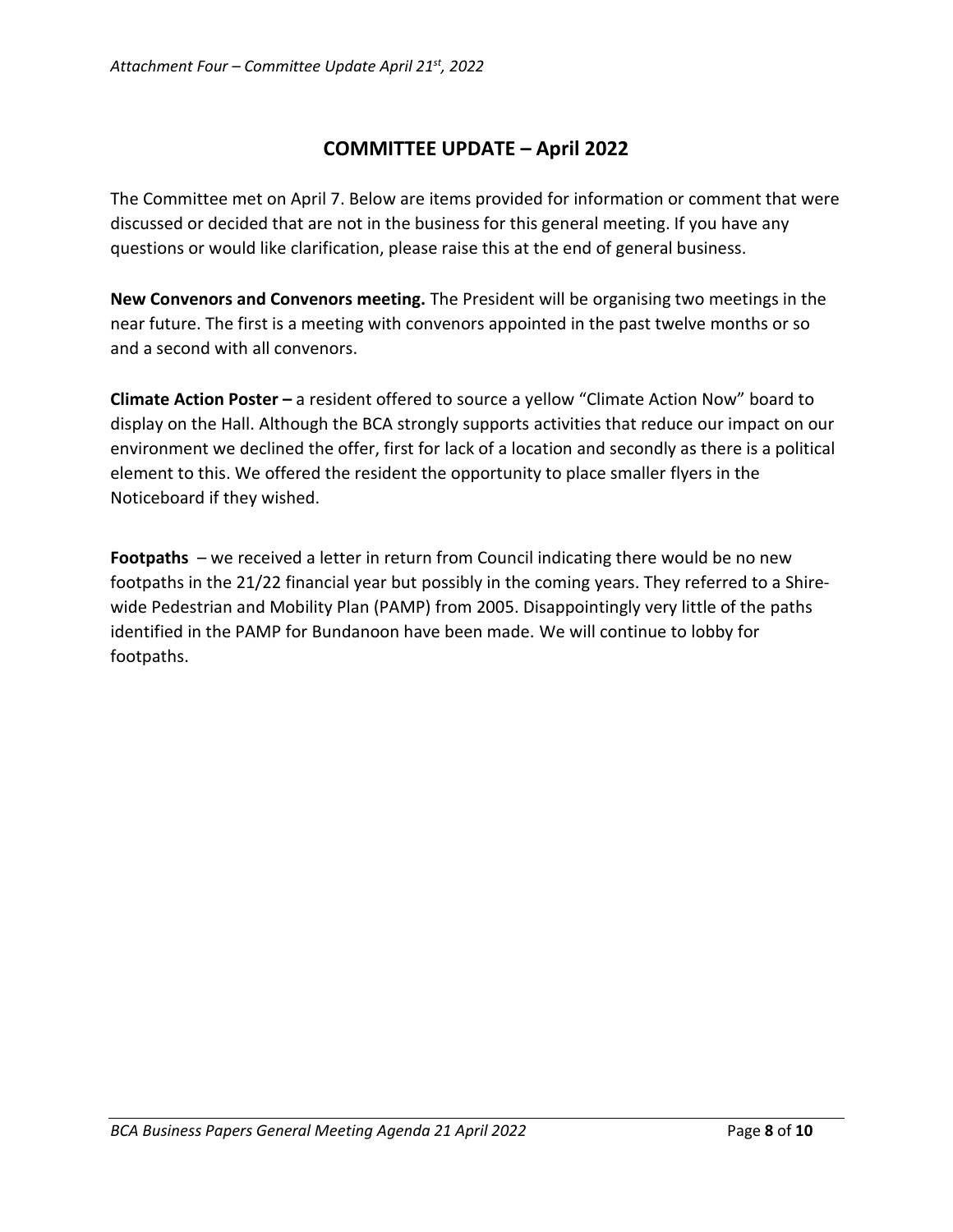*Attachment Four – Committee Update April 21st, 2022*

# COMMITTEE UPDATE – April 2022

The Committee met on April 7. Below are items provided for information or comment that were discussed or decided that are not in the business for this general meeting. If you have any questions or would like clarification, please raise this at the end of general business.

**New Convenors and Convenors meeting.** The President will be organising two meetings in the near future. The first is a meeting with convenors appointed in the past twelve months or so and a second with all convenors.

**Climate Action Poster –** a resident offered to source a yellow "Climate Action Now" board to display on the Hall. Although the BCA strongly supports activities that reduce our impact on our environment we declined the offer, first for lack of a location and secondly as there is a political element to this. We offered the resident the opportunity to place smaller flyers in the Noticeboard if they wished.

**Footpaths** – we received a letter in return from Council indicating there would be no new footpaths in the 21/22 financial year but possibly in the coming years. They referred to a Shire-wide Pedestrian and Mobility Plan (PAMP) from 2005. Disappointingly very little of the paths identified in the PAMP for Bundanoon have been made. We will continue to lobby for footpaths.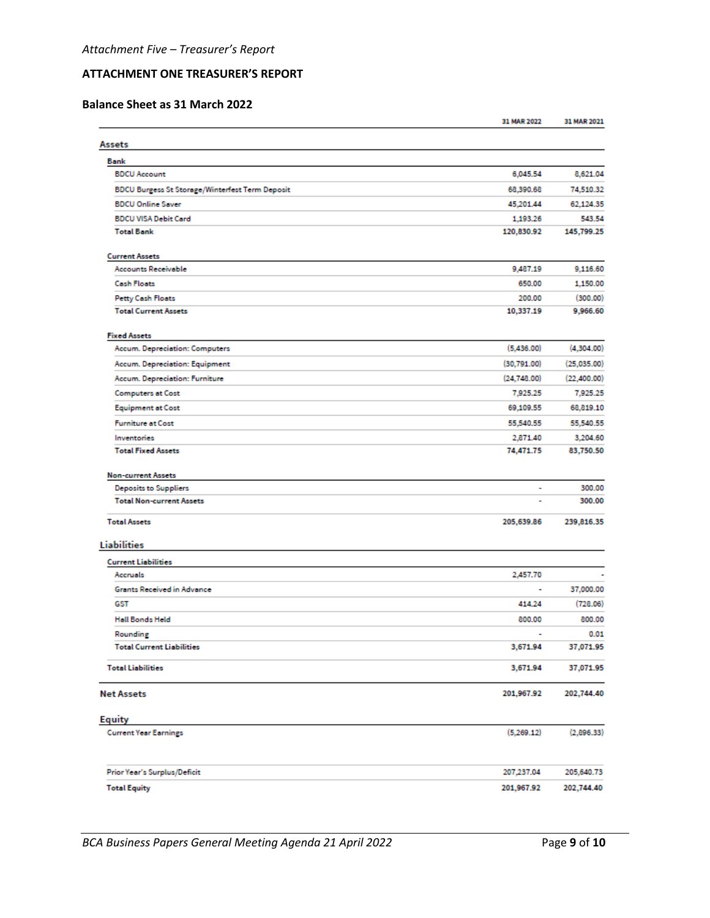*Attachment Five – Treasurer's Report*

## ATTACHMENT ONE TREASURER'S REPORT

### Balance Sheet as 31 March 2022

| | 31 MAR 2022 | 31 MAR 2021 |
|---|---|---|
| **Assets** | | |
| **Bank** | | |
| BDCU Account | 6,045.54 | 8,621.04 |
| BDCU Burgess St Storage/Winterfest Term Deposit | 68,390.68 | 74,510.32 |
| BDCU Online Saver | 45,201.44 | 62,124.35 |
| BDCU VISA Debit Card | 1,193.26 | 543.54 |
| **Total Bank** | **120,830.92** | **145,799.25** |
| **Current Assets** | | |
| Accounts Receivable | 9,487.19 | 9,116.60 |
| Cash Floats | 650.00 | 1,150.00 |
| Petty Cash Floats | 200.00 | (300.00) |
| **Total Current Assets** | **10,337.19** | **9,966.60** |
| **Fixed Assets** | | |
| Accum. Depreciation: Computers | (5,436.00) | (4,304.00) |
| Accum. Depreciation: Equipment | (30,791.00) | (25,035.00) |
| Accum. Depreciation: Furniture | (24,748.00) | (22,400.00) |
| Computers at Cost | 7,925.25 | 7,925.25 |
| Equipment at Cost | 69,109.55 | 68,819.10 |
| Furniture at Cost | 55,540.55 | 55,540.55 |
| Inventories | 2,871.40 | 3,204.60 |
| **Total Fixed Assets** | **74,471.75** | **83,750.50** |
| **Non-current Assets** | | |
| Deposits to Suppliers | - | 300.00 |
| **Total Non-current Assets** | - | **300.00** |
| **Total Assets** | **205,639.86** | **239,816.35** |
| **Liabilities** | | |
| **Current Liabilities** | | |
| Accruals | 2,457.70 | - |
| Grants Received in Advance | - | 37,000.00 |
| GST | 414.24 | (728.06) |
| Hall Bonds Held | 800.00 | 800.00 |
| Rounding | - | 0.01 |
| **Total Current Liabilities** | **3,671.94** | **37,071.95** |
| **Total Liabilities** | **3,671.94** | **37,071.95** |
| **Net Assets** | **201,967.92** | **202,744.40** |
| **Equity** | | |
| Current Year Earnings | (5,269.12) | (2,896.33) |
| Prior Year's Surplus/Deficit | 207,237.04 | 205,640.73 |
| **Total Equity** | **201,967.92** | **202,744.40** |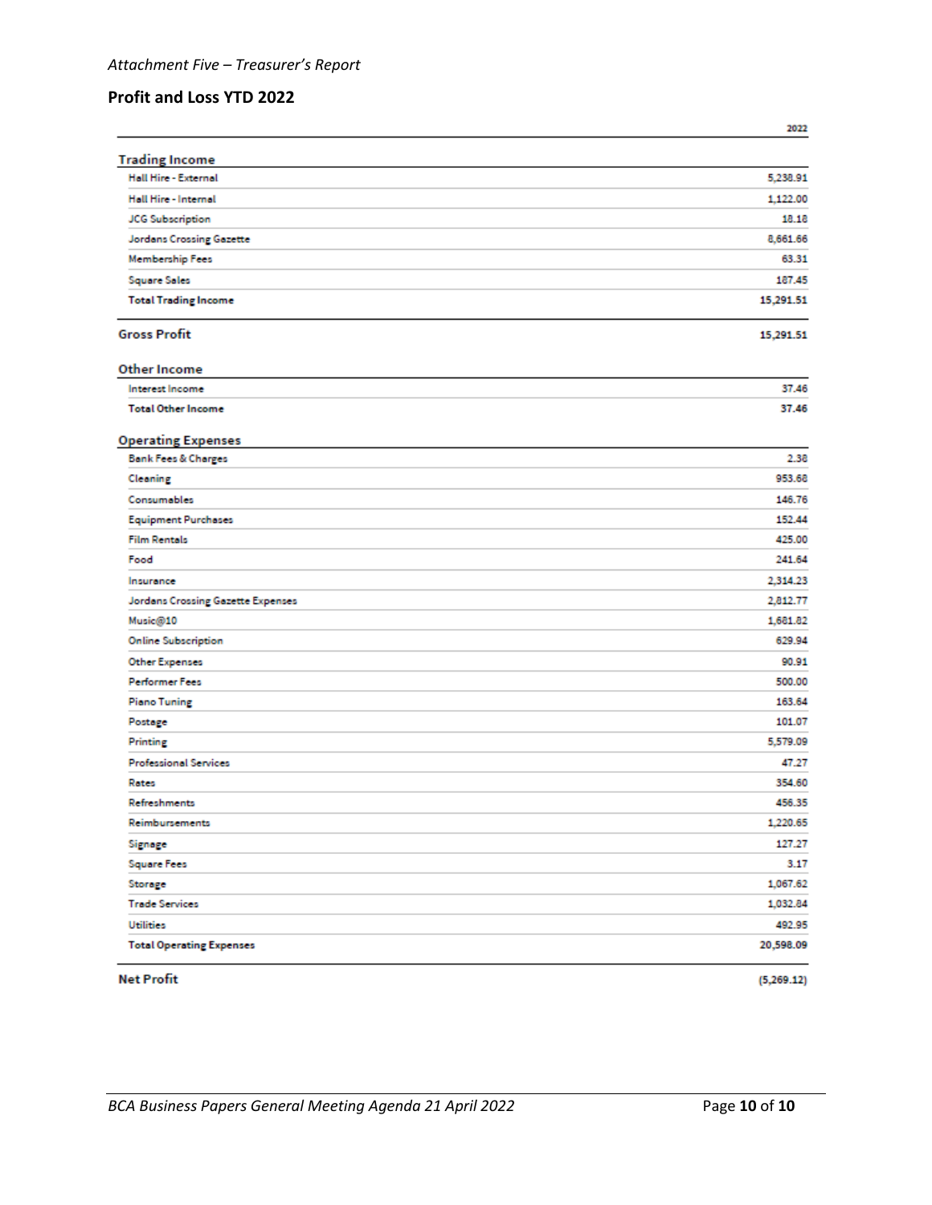*Attachment Five – Treasurer's Report*

## Profit and Loss YTD 2022

| | 2022 |
|---|---|
| **Trading Income** | |
| Hall Hire - External | 5,238.91 |
| Hall Hire - Internal | 1,122.00 |
| JCG Subscription | 18.18 |
| Jordans Crossing Gazette | 8,661.66 |
| Membership Fees | 63.31 |
| Square Sales | 187.45 |
| **Total Trading Income** | **15,291.51** |
| **Gross Profit** | **15,291.51** |
| **Other Income** | |
| Interest Income | 37.46 |
| **Total Other Income** | **37.46** |
| **Operating Expenses** | |
| Bank Fees & Charges | 2.38 |
| Cleaning | 953.68 |
| Consumables | 146.76 |
| Equipment Purchases | 152.44 |
| Film Rentals | 425.00 |
| Food | 241.64 |
| Insurance | 2,314.23 |
| Jordans Crossing Gazette Expenses | 2,812.77 |
| Music@10 | 1,681.82 |
| Online Subscription | 629.94 |
| Other Expenses | 90.91 |
| Performer Fees | 500.00 |
| Piano Tuning | 163.64 |
| Postage | 101.07 |
| Printing | 5,579.09 |
| Professional Services | 47.27 |
| Rates | 354.60 |
| Refreshments | 456.35 |
| Reimbursements | 1,220.65 |
| Signage | 127.27 |
| Square Fees | 3.17 |
| Storage | 1,067.62 |
| Trade Services | 1,032.84 |
| Utilities | 492.95 |
| **Total Operating Expenses** | **20,598.09** |
| **Net Profit** | **(5,269.12)** |